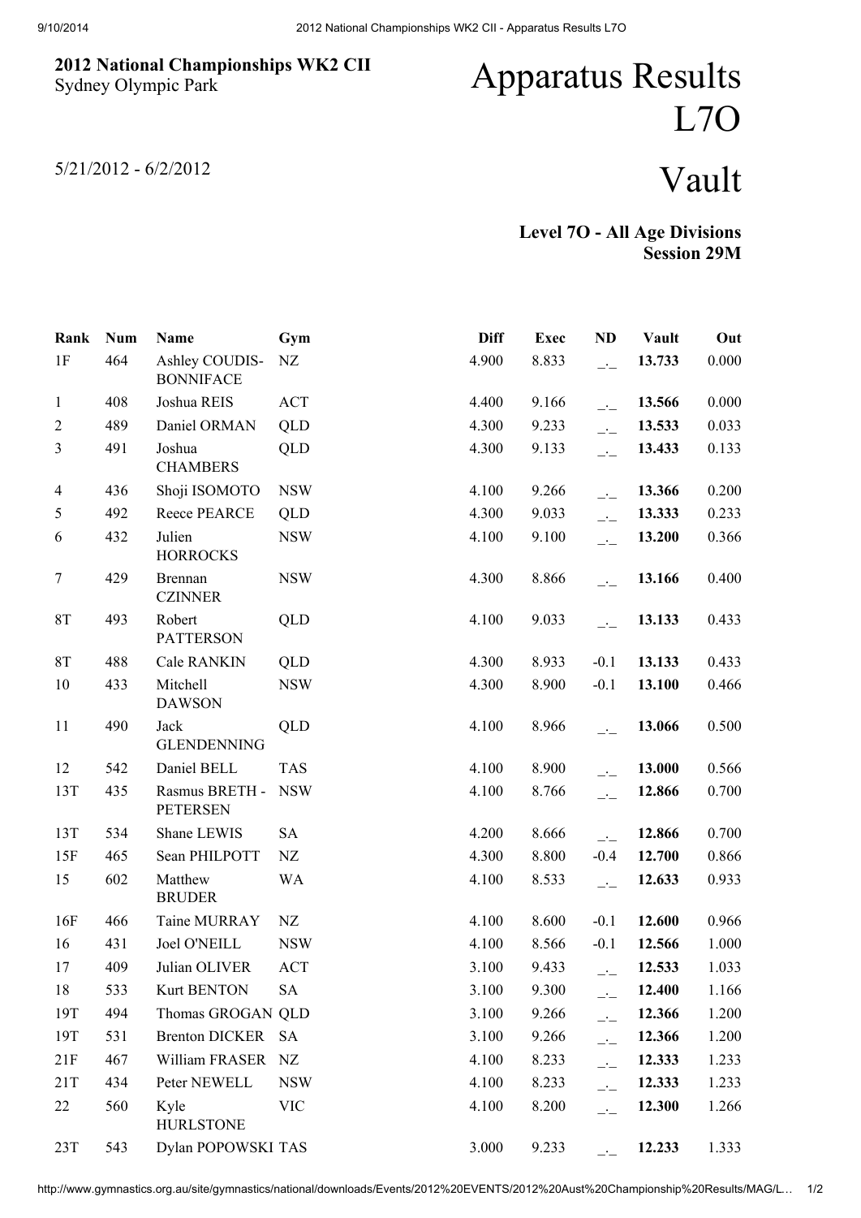**2012 National Championships WK2 CII**
Sydney Olympic Park

5/21/2012 - 6/2/2012

# Apparatus Results L7O

# Vault

**Level 7O - All Age Divisions**
**Session 29M**

| Rank | Num | Name | Gym | Diff | Exec | ND | Vault | Out |
|---|---|---|---|---|---|---|---|---|
| 1F | 464 | Ashley COUDIS-BONNIFACE | NZ | 4.900 | 8.833 | _._ | **13.733** | 0.000 |
| 1 | 408 | Joshua REIS | ACT | 4.400 | 9.166 | _._ | **13.566** | 0.000 |
| 2 | 489 | Daniel ORMAN | QLD | 4.300 | 9.233 | _._ | **13.533** | 0.033 |
| 3 | 491 | Joshua CHAMBERS | QLD | 4.300 | 9.133 | _._ | **13.433** | 0.133 |
| 4 | 436 | Shoji ISOMOTO | NSW | 4.100 | 9.266 | _._ | **13.366** | 0.200 |
| 5 | 492 | Reece PEARCE | QLD | 4.300 | 9.033 | _._ | **13.333** | 0.233 |
| 6 | 432 | Julien HORROCKS | NSW | 4.100 | 9.100 | _._ | **13.200** | 0.366 |
| 7 | 429 | Brennan CZINNER | NSW | 4.300 | 8.866 | _._ | **13.166** | 0.400 |
| 8T | 493 | Robert PATTERSON | QLD | 4.100 | 9.033 | _._ | **13.133** | 0.433 |
| 8T | 488 | Cale RANKIN | QLD | 4.300 | 8.933 | -0.1 | **13.133** | 0.433 |
| 10 | 433 | Mitchell DAWSON | NSW | 4.300 | 8.900 | -0.1 | **13.100** | 0.466 |
| 11 | 490 | Jack GLENDENNING | QLD | 4.100 | 8.966 | _._ | **13.066** | 0.500 |
| 12 | 542 | Daniel BELL | TAS | 4.100 | 8.900 | _._ | **13.000** | 0.566 |
| 13T | 435 | Rasmus BRETH - PETERSEN | NSW | 4.100 | 8.766 | _._ | **12.866** | 0.700 |
| 13T | 534 | Shane LEWIS | SA | 4.200 | 8.666 | _._ | **12.866** | 0.700 |
| 15F | 465 | Sean PHILPOTT | NZ | 4.300 | 8.800 | -0.4 | **12.700** | 0.866 |
| 15 | 602 | Matthew BRUDER | WA | 4.100 | 8.533 | _._ | **12.633** | 0.933 |
| 16F | 466 | Taine MURRAY | NZ | 4.100 | 8.600 | -0.1 | **12.600** | 0.966 |
| 16 | 431 | Joel O'NEILL | NSW | 4.100 | 8.566 | -0.1 | **12.566** | 1.000 |
| 17 | 409 | Julian OLIVER | ACT | 3.100 | 9.433 | _._ | **12.533** | 1.033 |
| 18 | 533 | Kurt BENTON | SA | 3.100 | 9.300 | _._ | **12.400** | 1.166 |
| 19T | 494 | Thomas GROGAN | QLD | 3.100 | 9.266 | _._ | **12.366** | 1.200 |
| 19T | 531 | Brenton DICKER | SA | 3.100 | 9.266 | _._ | **12.366** | 1.200 |
| 21F | 467 | William FRASER | NZ | 4.100 | 8.233 | _._ | **12.333** | 1.233 |
| 21T | 434 | Peter NEWELL | NSW | 4.100 | 8.233 | _._ | **12.333** | 1.233 |
| 22 | 560 | Kyle HURLSTONE | VIC | 4.100 | 8.200 | _._ | **12.300** | 1.266 |
| 23T | 543 | Dylan POPOWSKI | TAS | 3.000 | 9.233 | _._ | **12.233** | 1.333 |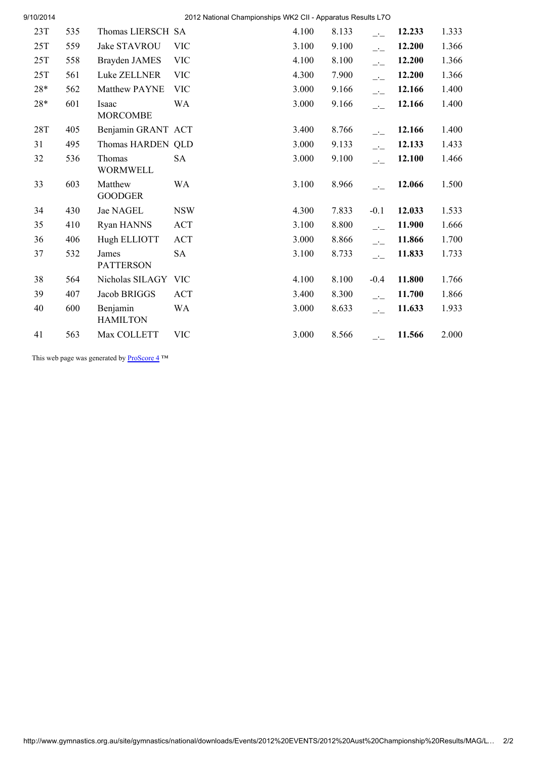| | | | | | | | | |
|---|---|---|---|---|---|---|---|---|
| 23T | 535 | Thomas LIERSCH | SA | 4.100 | 8.133 | _._ | **12.233** | 1.333 |
| 25T | 559 | Jake STAVROU | VIC | 3.100 | 9.100 | _._ | **12.200** | 1.366 |
| 25T | 558 | Brayden JAMES | VIC | 4.100 | 8.100 | _._ | **12.200** | 1.366 |
| 25T | 561 | Luke ZELLNER | VIC | 4.300 | 7.900 | _._ | **12.200** | 1.366 |
| 28* | 562 | Matthew PAYNE | VIC | 3.000 | 9.166 | _._ | **12.166** | 1.400 |
| 28* | 601 | Isaac MORCOMBE | WA | 3.000 | 9.166 | _._ | **12.166** | 1.400 |
| 28T | 405 | Benjamin GRANT | ACT | 3.400 | 8.766 | _._ | **12.166** | 1.400 |
| 31 | 495 | Thomas HARDEN | QLD | 3.000 | 9.133 | _._ | **12.133** | 1.433 |
| 32 | 536 | Thomas WORMWELL | SA | 3.000 | 9.100 | _._ | **12.100** | 1.466 |
| 33 | 603 | Matthew GOODGER | WA | 3.100 | 8.966 | _._ | **12.066** | 1.500 |
| 34 | 430 | Jae NAGEL | NSW | 4.300 | 7.833 | -0.1 | **12.033** | 1.533 |
| 35 | 410 | Ryan HANNS | ACT | 3.100 | 8.800 | _._ | **11.900** | 1.666 |
| 36 | 406 | Hugh ELLIOTT | ACT | 3.000 | 8.866 | _._ | **11.866** | 1.700 |
| 37 | 532 | James PATTERSON | SA | 3.100 | 8.733 | _._ | **11.833** | 1.733 |
| 38 | 564 | Nicholas SILAGY | VIC | 4.100 | 8.100 | -0.4 | **11.800** | 1.766 |
| 39 | 407 | Jacob BRIGGS | ACT | 3.400 | 8.300 | _._ | **11.700** | 1.866 |
| 40 | 600 | Benjamin HAMILTON | WA | 3.000 | 8.633 | _._ | **11.633** | 1.933 |
| 41 | 563 | Max COLLETT | VIC | 3.000 | 8.566 | _._ | **11.566** | 2.000 |

This web page was generated by ProScore 4 ™